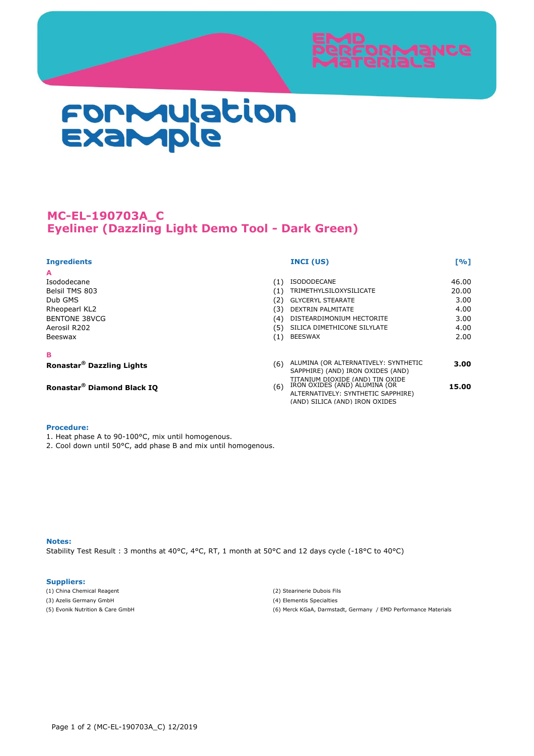EMD Performance Materials

# Formulation Example

## MC-EL-190703A_C
## Eyeliner (Dazzling Light Demo Tool - Dark Green)

| Ingredients | | INCI (US) | [%] |
|---|---|---|---|
| **A** | | | |
| Isododecane | (1) | ISODODECANE | 46.00 |
| Belsil TMS 803 | (1) | TRIMETHYLSILOXYSILICATE | 20.00 |
| Dub GMS | (2) | GLYCERYL STEARATE | 3.00 |
| Rheopearl KL2 | (3) | DEXTRIN PALMITATE | 4.00 |
| BENTONE 38VCG | (4) | DISTEARDIMONIUM HECTORITE | 3.00 |
| Aerosil R202 | (5) | SILICA DIMETHICONE SILYLATE | 4.00 |
| Beeswax | (1) | BEESWAX | 2.00 |
| **B** | | | |
| **Ronastar® Dazzling Lights** | (6) | ALUMINA (OR ALTERNATIVELY: SYNTHETIC SAPPHIRE) (AND) IRON OXIDES (AND) TITANIUM DIOXIDE (AND) TIN OXIDE | **3.00** |
| **Ronastar® Diamond Black IQ** | (6) | IRON OXIDES (AND) ALUMINA (OR ALTERNATIVELY: SYNTHETIC SAPPHIRE) (AND) SILICA (AND) IRON OXIDES | **15.00** |

**Procedure:**

1. Heat phase A to 90-100°C, mix until homogenous.
2. Cool down until 50°C, add phase B and mix until homogenous.

**Notes:**

Stability Test Result : 3 months at 40°C, 4°C, RT, 1 month at 50°C and 12 days cycle (-18°C to 40°C)

**Suppliers:**

(1) China Chemical Reagent
(2) Stearinerie Dubois Fils
(3) Azelis Germany GmbH
(4) Elementis Specialties
(5) Evonik Nutrition & Care GmbH
(6) Merck KGaA, Darmstadt, Germany / EMD Performance Materials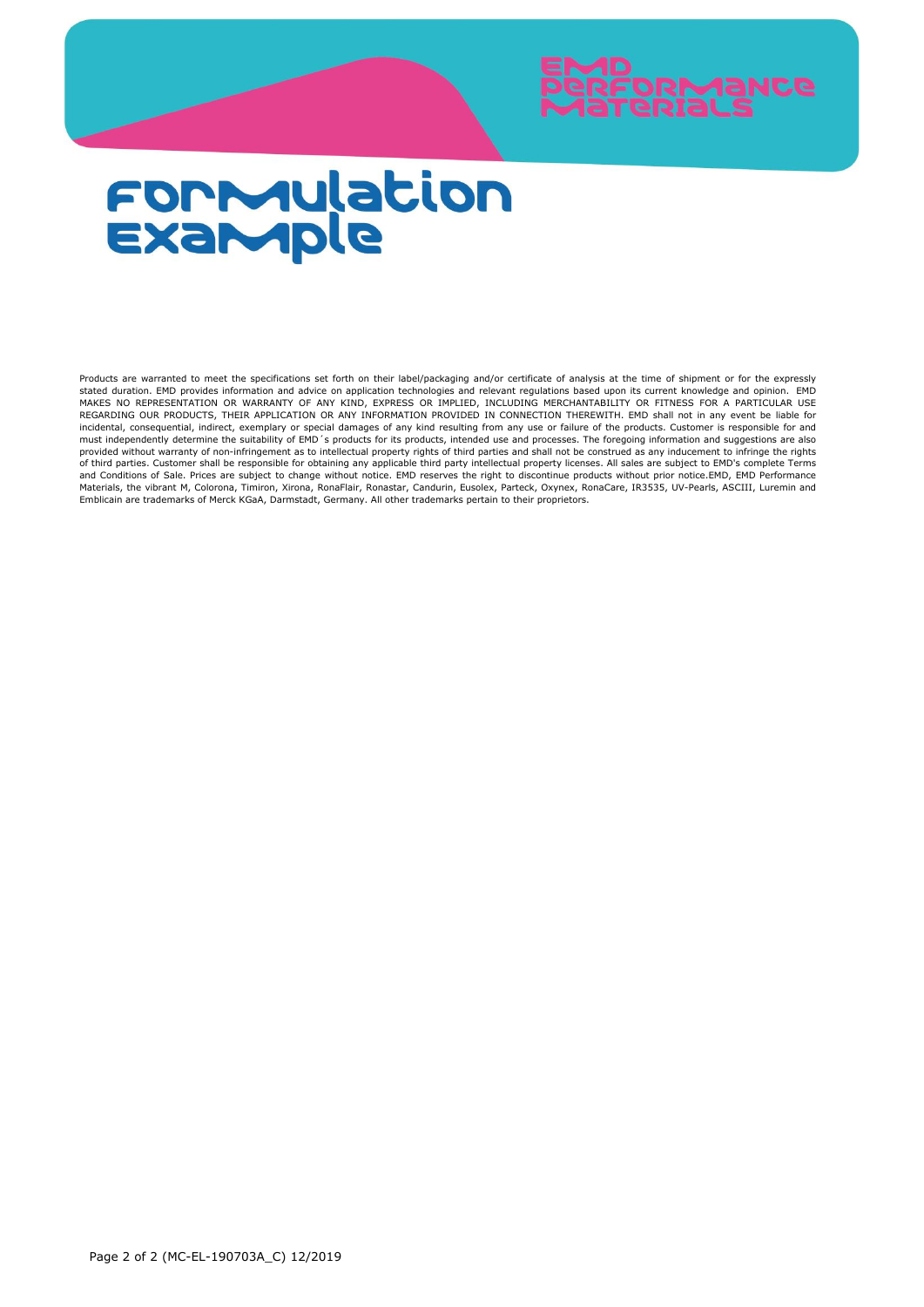# Formulation Example

Products are warranted to meet the specifications set forth on their label/packaging and/or certificate of analysis at the time of shipment or for the expressly stated duration. EMD provides information and advice on application technologies and relevant regulations based upon its current knowledge and opinion. EMD MAKES NO REPRESENTATION OR WARRANTY OF ANY KIND, EXPRESS OR IMPLIED, INCLUDING MERCHANTABILITY OR FITNESS FOR A PARTICULAR USE REGARDING OUR PRODUCTS, THEIR APPLICATION OR ANY INFORMATION PROVIDED IN CONNECTION THEREWITH. EMD shall not in any event be liable for incidental, consequential, indirect, exemplary or special damages of any kind resulting from any use or failure of the products. Customer is responsible for and must independently determine the suitability of EMD´s products for its products, intended use and processes. The foregoing information and suggestions are also provided without warranty of non-infringement as to intellectual property rights of third parties and shall not be construed as any inducement to infringe the rights of third parties. Customer shall be responsible for obtaining any applicable third party intellectual property licenses. All sales are subject to EMD's complete Terms and Conditions of Sale. Prices are subject to change without notice. EMD reserves the right to discontinue products without prior notice.EMD, EMD Performance Materials, the vibrant M, Colorona, Timiron, Xirona, RonaFlair, Ronastar, Candurin, Eusolex, Parteck, Oxynex, RonaCare, IR3535, UV-Pearls, ASCIII, Luremin and Emblicain are trademarks of Merck KGaA, Darmstadt, Germany. All other trademarks pertain to their proprietors.

(MC-EL-190703A_C) 12/2019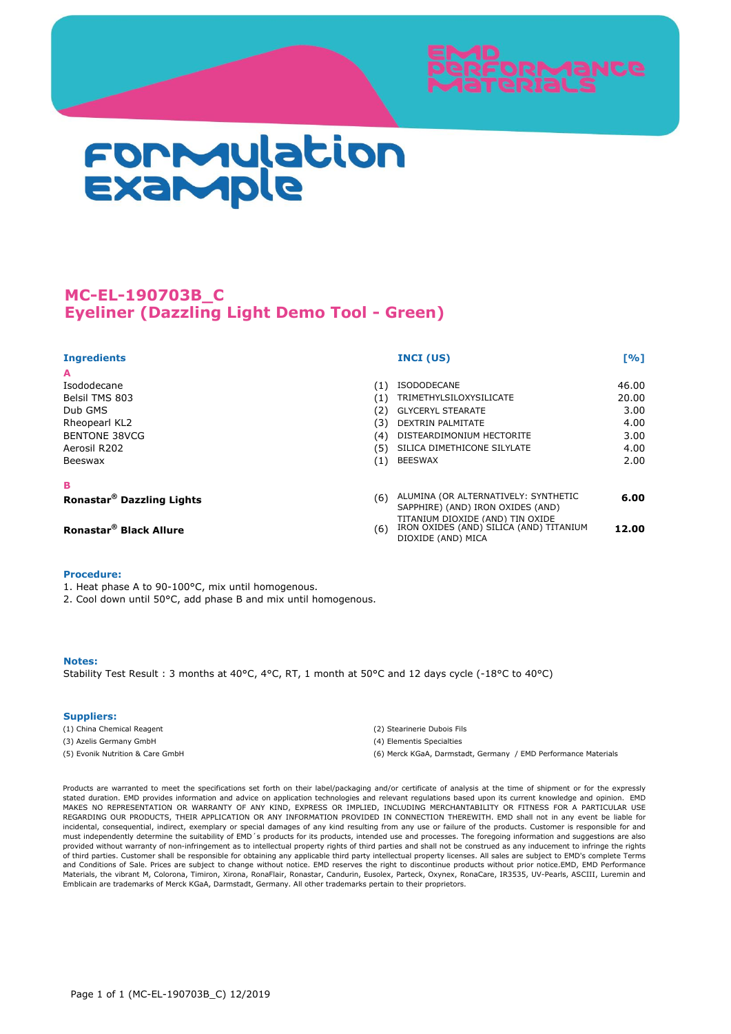EMD PERFORMANCE MATERIALS

# Formulation Example

## MC-EL-190703B_C
## Eyeliner (Dazzling Light Demo Tool - Green)

| Ingredients | | INCI (US) | [%] |
|---|---|---|---|
| **A** | | | |
| Isododecane | (1) | ISODODECANE | 46.00 |
| Belsil TMS 803 | (1) | TRIMETHYLSILOXYSILICATE | 20.00 |
| Dub GMS | (2) | GLYCERYL STEARATE | 3.00 |
| Rheopearl KL2 | (3) | DEXTRIN PALMITATE | 4.00 |
| BENTONE 38VCG | (4) | DISTEARDIMONIUM HECTORITE | 3.00 |
| Aerosil R202 | (5) | SILICA DIMETHICONE SILYLATE | 4.00 |
| Beeswax | (1) | BEESWAX | 2.00 |
| **B** | | | |
| **Ronastar® Dazzling Lights** | (6) | ALUMINA (OR ALTERNATIVELY: SYNTHETIC SAPPHIRE) (AND) IRON OXIDES (AND) TITANIUM DIOXIDE (AND) TIN OXIDE | **6.00** |
| **Ronastar® Black Allure** | (6) | IRON OXIDES (AND) SILICA (AND) TITANIUM DIOXIDE (AND) MICA | **12.00** |

**Procedure:**

1. Heat phase A to 90-100°C, mix until homogenous.
2. Cool down until 50°C, add phase B and mix until homogenous.

**Notes:**

Stability Test Result : 3 months at 40°C, 4°C, RT, 1 month at 50°C and 12 days cycle (-18°C to 40°C)

**Suppliers:**

(1) China Chemical Reagent
(2) Stearinerie Dubois Fils
(3) Azelis Germany GmbH
(4) Elementis Specialties
(5) Evonik Nutrition & Care GmbH
(6) Merck KGaA, Darmstadt, Germany / EMD Performance Materials

Products are warranted to meet the specifications set forth on their label/packaging and/or certificate of analysis at the time of shipment or for the expressly stated duration. EMD provides information and advice on application technologies and relevant regulations based upon its current knowledge and opinion. EMD MAKES NO REPRESENTATION OR WARRANTY OF ANY KIND, EXPRESS OR IMPLIED, INCLUDING MERCHANTABILITY OR FITNESS FOR A PARTICULAR USE REGARDING OUR PRODUCTS, THEIR APPLICATION OR ANY INFORMATION PROVIDED IN CONNECTION THEREWITH. EMD shall not in any event be liable for incidental, consequential, indirect, exemplary or special damages of any kind resulting from any use or failure of the products. Customer is responsible for and must independently determine the suitability of EMD´s products for its products, intended use and processes. The foregoing information and suggestions are also provided without warranty of non-infringement as to intellectual property rights of third parties and shall not be construed as any inducement to infringe the rights of third parties. Customer shall be responsible for obtaining any applicable third party intellectual property licenses. All sales are subject to EMD's complete Terms and Conditions of Sale. Prices are subject to change without notice. EMD reserves the right to discontinue products without prior notice.EMD, EMD Performance Materials, the vibrant M, Colorona, Timiron, Xirona, RonaFlair, Ronastar, Candurin, Eusolex, Parteck, Oxynex, RonaCare, IR3535, UV-Pearls, ASCIII, Luremin and Emblicain are trademarks of Merck KGaA, Darmstadt, Germany. All other trademarks pertain to their proprietors.